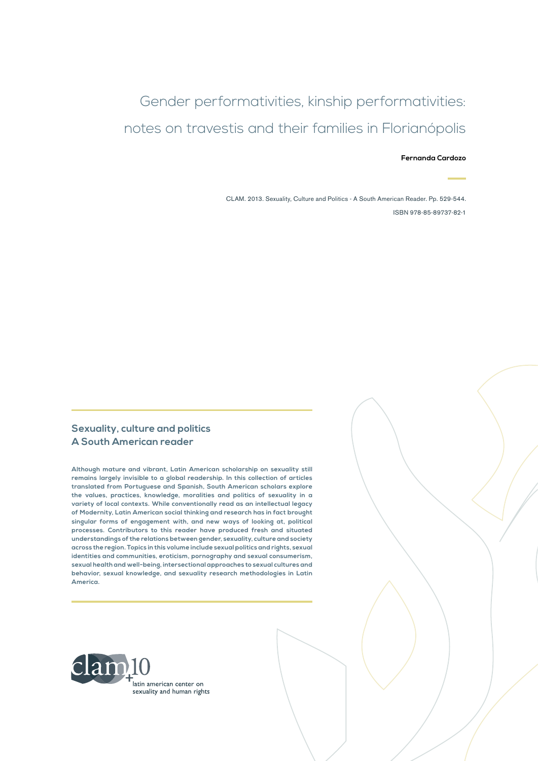# Gender performativities, kinship performativities: notes on travestis and their families in Florianópolis

**Fernanda Cardozo**

CLAM. 2013. Sexuality, Culture and Politics - A South American Reader. Pp. 529-544.

ISBN 978-85-89737-82-1

## Sexuality, culture and politics
## A South American reader

**Although mature and vibrant, Latin American scholarship on sexuality still remains largely invisible to a global readership. In this collection of articles translated from Portuguese and Spanish, South American scholars explore the values, practices, knowledge, moralities and politics of sexuality in a variety of local contexts. While conventionally read as an intellectual legacy of Modernity, Latin American social thinking and research has in fact brought singular forms of engagement with, and new ways of looking at, political processes. Contributors to this reader have produced fresh and situated understandings of the relations between gender, sexuality, culture and society across the region. Topics in this volume include sexual politics and rights, sexual identities and communities, eroticism, pornography and sexual consumerism, sexual health and well-being, intersectional approaches to sexual cultures and behavior, sexual knowledge, and sexuality research methodologies in Latin America.**

clam+10

latin american center on sexuality and human rights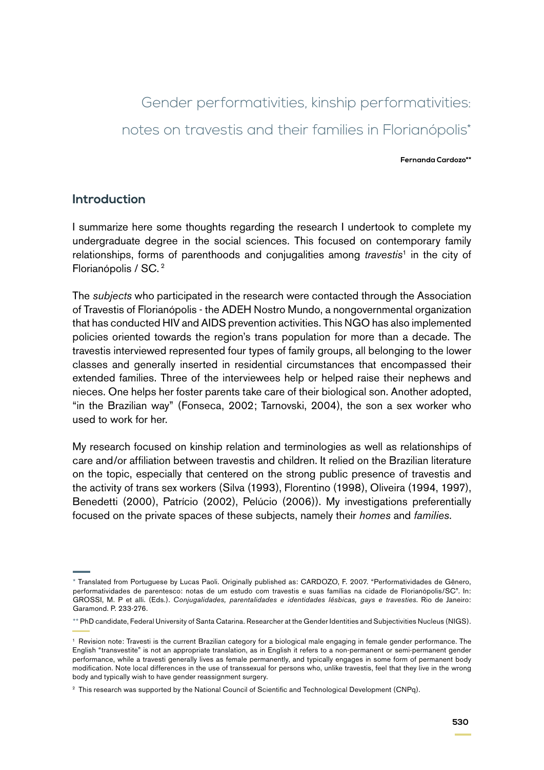# Gender performativities, kinship performativities: notes on travestis and their families in Florianópolis*

**Fernanda Cardozo****

## Introduction

I summarize here some thoughts regarding the research I undertook to complete my undergraduate degree in the social sciences. This focused on contemporary family relationships, forms of parenthoods and conjugalities among *travestis*[1] in the city of Florianópolis / SC. [2]

The *subjects* who participated in the research were contacted through the Association of Travestis of Florianópolis - the ADEH Nostro Mundo, a nongovernmental organization that has conducted HIV and AIDS prevention activities. This NGO has also implemented policies oriented towards the region's trans population for more than a decade. The travestis interviewed represented four types of family groups, all belonging to the lower classes and generally inserted in residential circumstances that encompassed their extended families. Three of the interviewees help or helped raise their nephews and nieces. One helps her foster parents take care of their biological son. Another adopted, "in the Brazilian way" (Fonseca, 2002; Tarnovski, 2004), the son a sex worker who used to work for her.

My research focused on kinship relation and terminologies as well as relationships of care and/or affiliation between travestis and children. It relied on the Brazilian literature on the topic, especially that centered on the strong public presence of travestis and the activity of trans sex workers (Silva (1993), Florentino (1998), Oliveira (1994, 1997), Benedetti (2000), Patrício (2002), Pelúcio (2006)). My investigations preferentially focused on the private spaces of these subjects, namely their *homes* and *families*.

---

\* Translated from Portuguese by Lucas Paoli. Originally published as: CARDOZO, F. 2007. "Performatividades de Gênero, performatividades de parentesco: notas de um estudo com travestis e suas famílias na cidade de Florianópolis/SC". In: GROSSI, M. P et alli. (Eds.). *Conjugalidades, parentalidades e identidades lésbicas, gays e travesties.* Rio de Janeiro: Garamond. P. 233-276.

\*\* PhD candidate, Federal University of Santa Catarina. Researcher at the Gender Identities and Subjectivities Nucleus (NIGS).

[1] Revision note: Travesti is the current Brazilian category for a biological male engaging in female gender performance. The English "transvestite" is not an appropriate translation, as in English it refers to a non-permanent or semi-permanent gender performance, while a travesti generally lives as female permanently, and typically engages in some form of permanent body modification. Note local differences in the use of transsexual for persons who, unlike travestis, feel that they live in the wrong body and typically wish to have gender reassignment surgery.

[2] This research was supported by the National Council of Scientific and Technological Development (CNPq).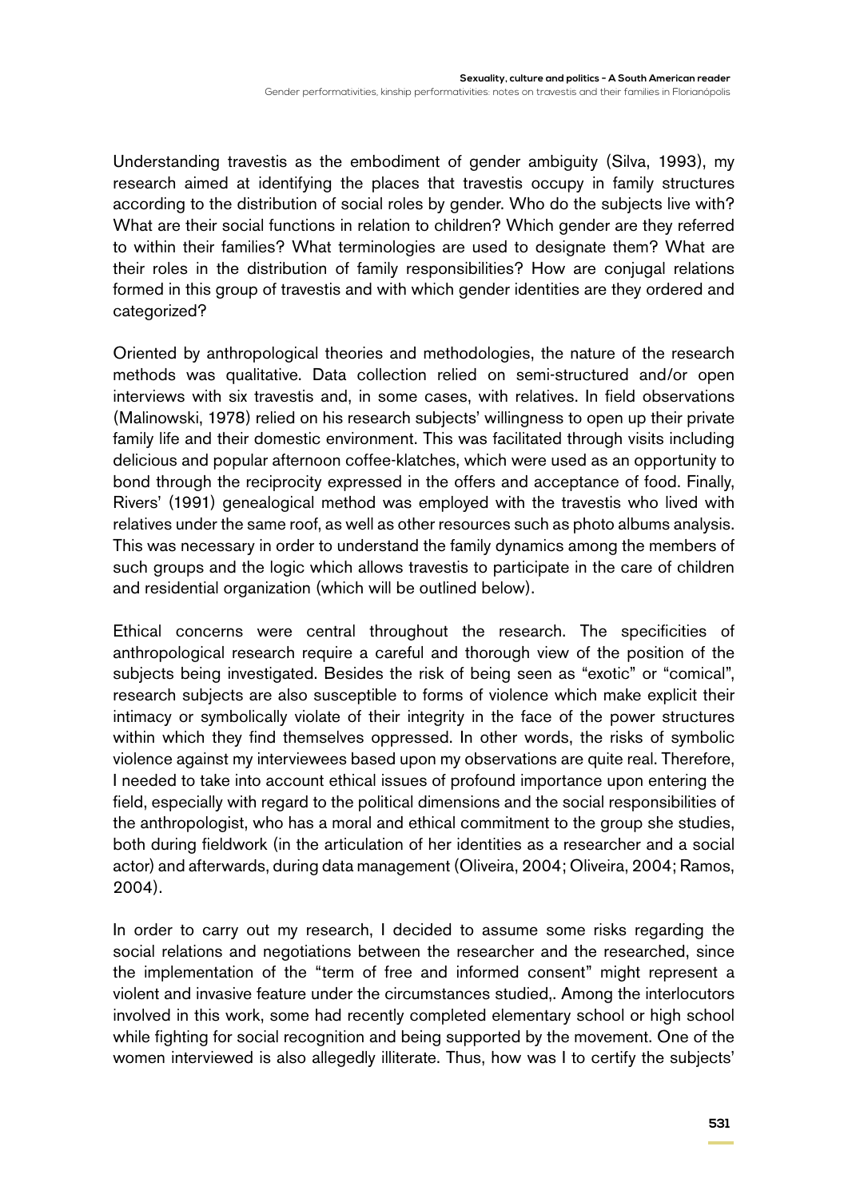Understanding travestis as the embodiment of gender ambiguity (Silva, 1993), my research aimed at identifying the places that travestis occupy in family structures according to the distribution of social roles by gender. Who do the subjects live with? What are their social functions in relation to children? Which gender are they referred to within their families? What terminologies are used to designate them? What are their roles in the distribution of family responsibilities? How are conjugal relations formed in this group of travestis and with which gender identities are they ordered and categorized?

Oriented by anthropological theories and methodologies, the nature of the research methods was qualitative. Data collection relied on semi-structured and/or open interviews with six travestis and, in some cases, with relatives. In field observations (Malinowski, 1978) relied on his research subjects' willingness to open up their private family life and their domestic environment. This was facilitated through visits including delicious and popular afternoon coffee-klatches, which were used as an opportunity to bond through the reciprocity expressed in the offers and acceptance of food. Finally, Rivers' (1991) genealogical method was employed with the travestis who lived with relatives under the same roof, as well as other resources such as photo albums analysis. This was necessary in order to understand the family dynamics among the members of such groups and the logic which allows travestis to participate in the care of children and residential organization (which will be outlined below).

Ethical concerns were central throughout the research. The specificities of anthropological research require a careful and thorough view of the position of the subjects being investigated. Besides the risk of being seen as "exotic" or "comical", research subjects are also susceptible to forms of violence which make explicit their intimacy or symbolically violate of their integrity in the face of the power structures within which they find themselves oppressed. In other words, the risks of symbolic violence against my interviewees based upon my observations are quite real. Therefore, I needed to take into account ethical issues of profound importance upon entering the field, especially with regard to the political dimensions and the social responsibilities of the anthropologist, who has a moral and ethical commitment to the group she studies, both during fieldwork (in the articulation of her identities as a researcher and a social actor) and afterwards, during data management (Oliveira, 2004; Oliveira, 2004; Ramos, 2004).

In order to carry out my research, I decided to assume some risks regarding the social relations and negotiations between the researcher and the researched, since the implementation of the "term of free and informed consent" might represent a violent and invasive feature under the circumstances studied,. Among the interlocutors involved in this work, some had recently completed elementary school or high school while fighting for social recognition and being supported by the movement. One of the women interviewed is also allegedly illiterate. Thus, how was I to certify the subjects'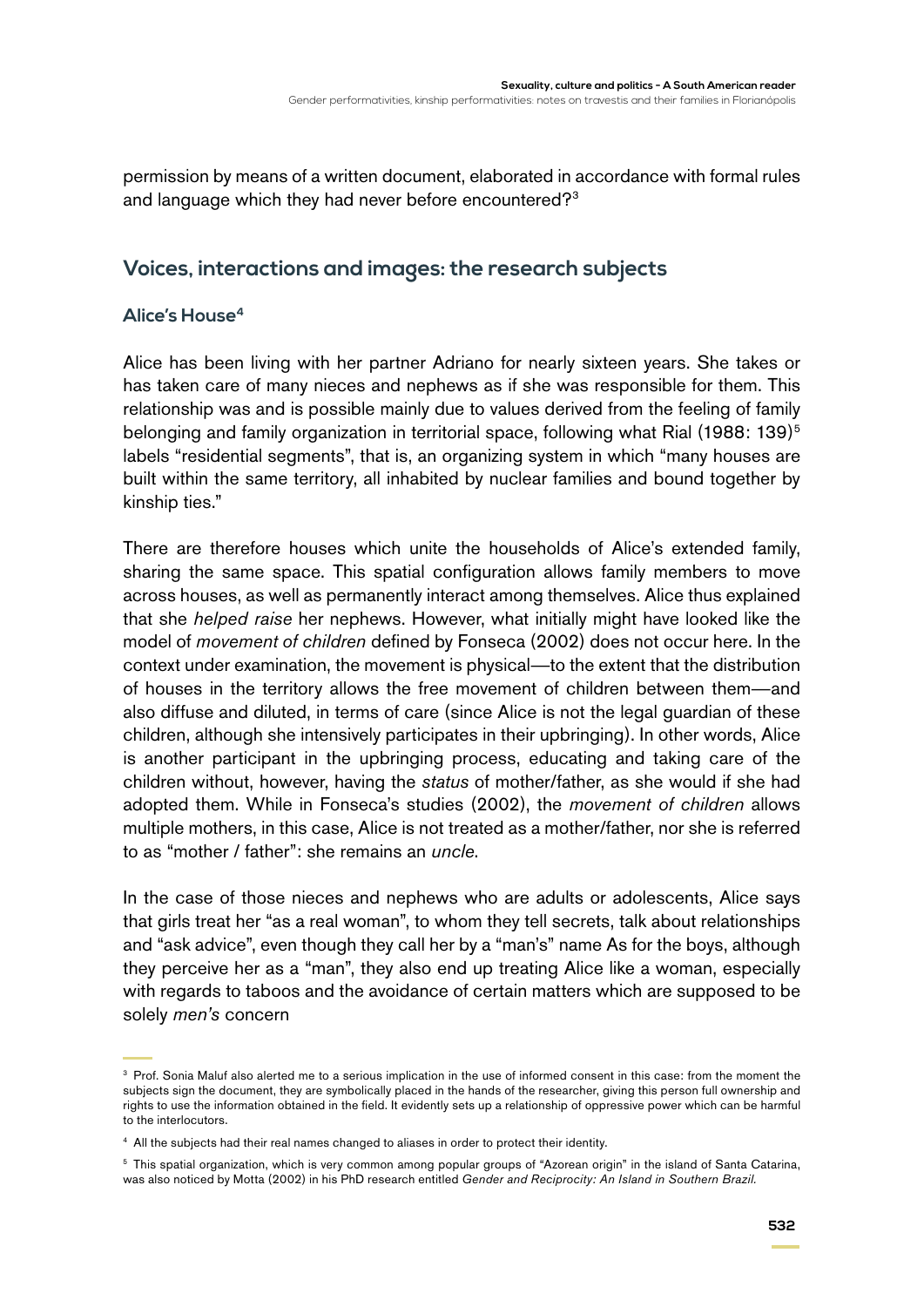permission by means of a written document, elaborated in accordance with formal rules and language which they had never before encountered?[3]

## Voices, interactions and images: the research subjects

### Alice's House[4]

Alice has been living with her partner Adriano for nearly sixteen years. She takes or has taken care of many nieces and nephews as if she was responsible for them. This relationship was and is possible mainly due to values derived from the feeling of family belonging and family organization in territorial space, following what Rial (1988: 139)[5] labels "residential segments", that is, an organizing system in which "many houses are built within the same territory, all inhabited by nuclear families and bound together by kinship ties."

There are therefore houses which unite the households of Alice's extended family, sharing the same space. This spatial configuration allows family members to move across houses, as well as permanently interact among themselves. Alice thus explained that she *helped raise* her nephews. However, what initially might have looked like the model of *movement of children* defined by Fonseca (2002) does not occur here. In the context under examination, the movement is physical—to the extent that the distribution of houses in the territory allows the free movement of children between them—and also diffuse and diluted, in terms of care (since Alice is not the legal guardian of these children, although she intensively participates in their upbringing). In other words, Alice is another participant in the upbringing process, educating and taking care of the children without, however, having the *status* of mother/father, as she would if she had adopted them. While in Fonseca's studies (2002), the *movement of children* allows multiple mothers, in this case, Alice is not treated as a mother/father, nor she is referred to as "mother / father": she remains an *uncle*.

In the case of those nieces and nephews who are adults or adolescents, Alice says that girls treat her "as a real woman", to whom they tell secrets, talk about relationships and "ask advice", even though they call her by a "man's" name As for the boys, although they perceive her as a "man", they also end up treating Alice like a woman, especially with regards to taboos and the avoidance of certain matters which are supposed to be solely *men's* concern

---

[3] Prof. Sonia Maluf also alerted me to a serious implication in the use of informed consent in this case: from the moment the subjects sign the document, they are symbolically placed in the hands of the researcher, giving this person full ownership and rights to use the information obtained in the field. It evidently sets up a relationship of oppressive power which can be harmful to the interlocutors.

[4] All the subjects had their real names changed to aliases in order to protect their identity.

[5] This spatial organization, which is very common among popular groups of "Azorean origin" in the island of Santa Catarina, was also noticed by Motta (2002) in his PhD research entitled *Gender and Reciprocity: An Island in Southern Brazil.*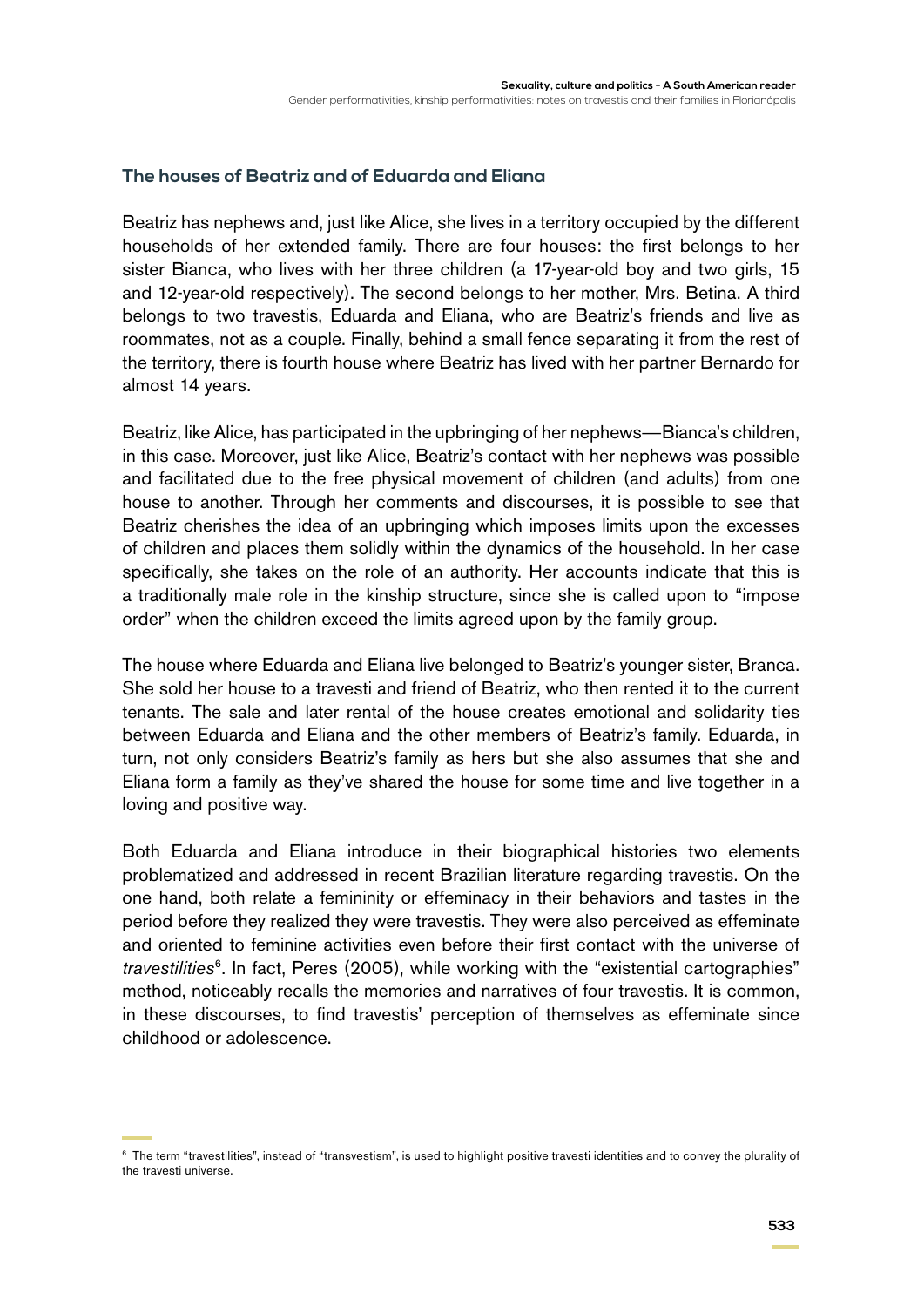### The houses of Beatriz and of Eduarda and Eliana

Beatriz has nephews and, just like Alice, she lives in a territory occupied by the different households of her extended family. There are four houses: the first belongs to her sister Bianca, who lives with her three children (a 17-year-old boy and two girls, 15 and 12-year-old respectively). The second belongs to her mother, Mrs. Betina. A third belongs to two travestis, Eduarda and Eliana, who are Beatriz's friends and live as roommates, not as a couple. Finally, behind a small fence separating it from the rest of the territory, there is fourth house where Beatriz has lived with her partner Bernardo for almost 14 years.

Beatriz, like Alice, has participated in the upbringing of her nephews—Bianca's children, in this case. Moreover, just like Alice, Beatriz's contact with her nephews was possible and facilitated due to the free physical movement of children (and adults) from one house to another. Through her comments and discourses, it is possible to see that Beatriz cherishes the idea of an upbringing which imposes limits upon the excesses of children and places them solidly within the dynamics of the household. In her case specifically, she takes on the role of an authority. Her accounts indicate that this is a traditionally male role in the kinship structure, since she is called upon to "impose order" when the children exceed the limits agreed upon by the family group.

The house where Eduarda and Eliana live belonged to Beatriz's younger sister, Branca. She sold her house to a travesti and friend of Beatriz, who then rented it to the current tenants. The sale and later rental of the house creates emotional and solidarity ties between Eduarda and Eliana and the other members of Beatriz's family. Eduarda, in turn, not only considers Beatriz's family as hers but she also assumes that she and Eliana form a family as they've shared the house for some time and live together in a loving and positive way.

Both Eduarda and Eliana introduce in their biographical histories two elements problematized and addressed in recent Brazilian literature regarding travestis. On the one hand, both relate a femininity or effeminacy in their behaviors and tastes in the period before they realized they were travestis. They were also perceived as effeminate and oriented to feminine activities even before their first contact with the universe of *travestilities*[6]. In fact, Peres (2005), while working with the "existential cartographies" method, noticeably recalls the memories and narratives of four travestis. It is common, in these discourses, to find travestis' perception of themselves as effeminate since childhood or adolescence.

[6] The term "travestilities", instead of "transvestism", is used to highlight positive travesti identities and to convey the plurality of the travesti universe.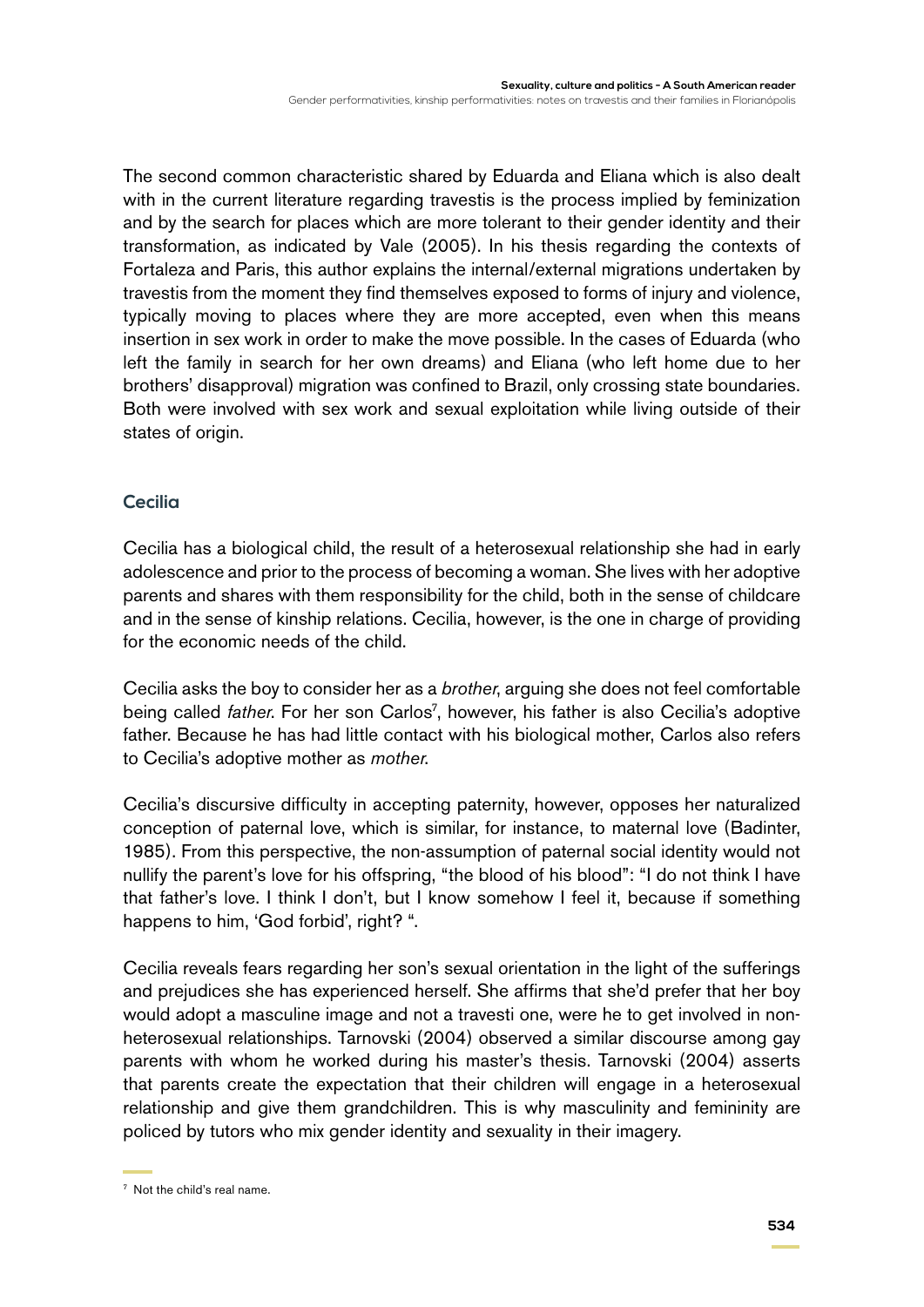The second common characteristic shared by Eduarda and Eliana which is also dealt with in the current literature regarding travestis is the process implied by feminization and by the search for places which are more tolerant to their gender identity and their transformation, as indicated by Vale (2005). In his thesis regarding the contexts of Fortaleza and Paris, this author explains the internal/external migrations undertaken by travestis from the moment they find themselves exposed to forms of injury and violence, typically moving to places where they are more accepted, even when this means insertion in sex work in order to make the move possible. In the cases of Eduarda (who left the family in search for her own dreams) and Eliana (who left home due to her brothers' disapproval) migration was confined to Brazil, only crossing state boundaries. Both were involved with sex work and sexual exploitation while living outside of their states of origin.

### Cecilia

Cecilia has a biological child, the result of a heterosexual relationship she had in early adolescence and prior to the process of becoming a woman. She lives with her adoptive parents and shares with them responsibility for the child, both in the sense of childcare and in the sense of kinship relations. Cecilia, however, is the one in charge of providing for the economic needs of the child.

Cecilia asks the boy to consider her as a *brother*, arguing she does not feel comfortable being called *father*. For her son Carlos[7], however, his father is also Cecilia's adoptive father. Because he has had little contact with his biological mother, Carlos also refers to Cecilia's adoptive mother as *mother*.

Cecilia's discursive difficulty in accepting paternity, however, opposes her naturalized conception of paternal love, which is similar, for instance, to maternal love (Badinter, 1985). From this perspective, the non-assumption of paternal social identity would not nullify the parent's love for his offspring, "the blood of his blood": "I do not think I have that father's love. I think I don't, but I know somehow I feel it, because if something happens to him, 'God forbid', right? ".

Cecilia reveals fears regarding her son's sexual orientation in the light of the sufferings and prejudices she has experienced herself. She affirms that she'd prefer that her boy would adopt a masculine image and not a travesti one, were he to get involved in non-heterosexual relationships. Tarnovski (2004) observed a similar discourse among gay parents with whom he worked during his master's thesis. Tarnovski (2004) asserts that parents create the expectation that their children will engage in a heterosexual relationship and give them grandchildren. This is why masculinity and femininity are policed by tutors who mix gender identity and sexuality in their imagery.

[7] Not the child's real name.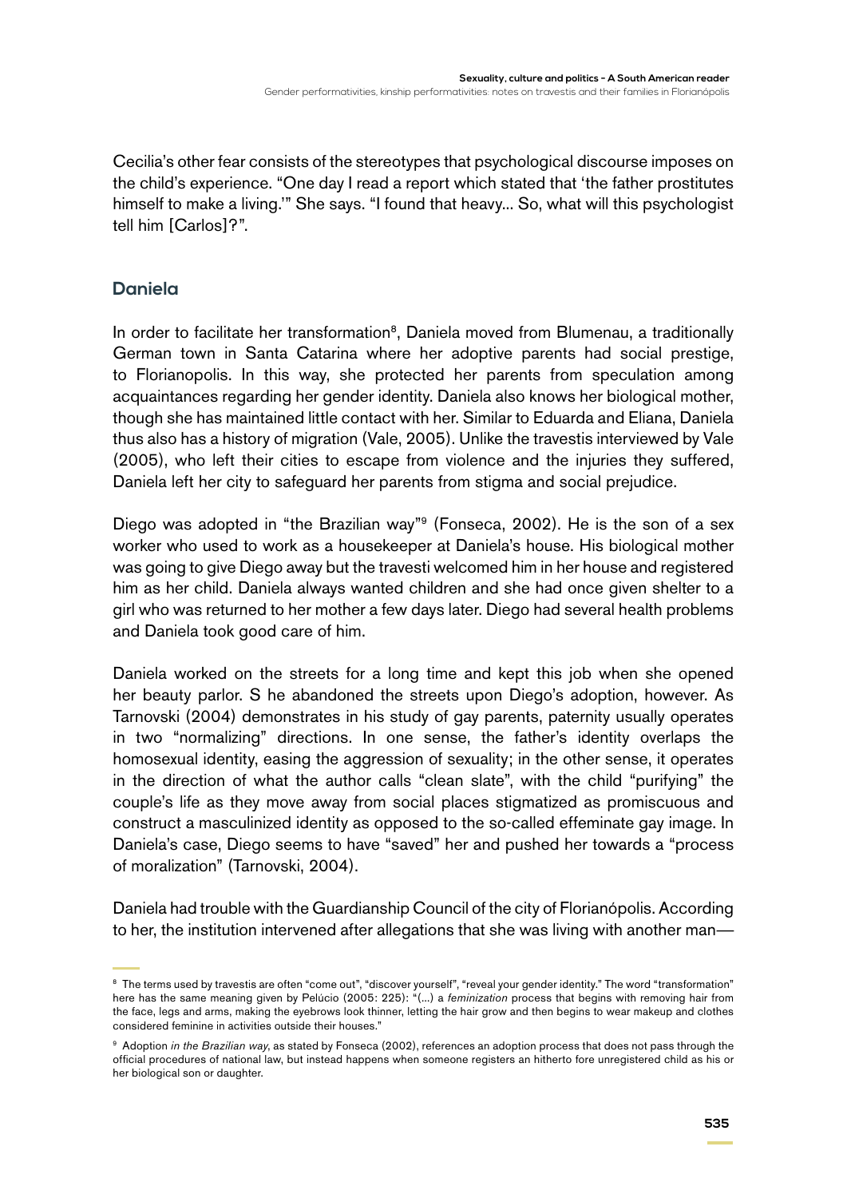Cecilia's other fear consists of the stereotypes that psychological discourse imposes on the child's experience. "One day I read a report which stated that 'the father prostitutes himself to make a living.'" She says. "I found that heavy... So, what will this psychologist tell him [Carlos]?".

## Daniela

In order to facilitate her transformation[8], Daniela moved from Blumenau, a traditionally German town in Santa Catarina where her adoptive parents had social prestige, to Florianopolis. In this way, she protected her parents from speculation among acquaintances regarding her gender identity. Daniela also knows her biological mother, though she has maintained little contact with her. Similar to Eduarda and Eliana, Daniela thus also has a history of migration (Vale, 2005). Unlike the travestis interviewed by Vale (2005), who left their cities to escape from violence and the injuries they suffered, Daniela left her city to safeguard her parents from stigma and social prejudice.

Diego was adopted in "the Brazilian way"[9] (Fonseca, 2002). He is the son of a sex worker who used to work as a housekeeper at Daniela's house. His biological mother was going to give Diego away but the travesti welcomed him in her house and registered him as her child. Daniela always wanted children and she had once given shelter to a girl who was returned to her mother a few days later. Diego had several health problems and Daniela took good care of him.

Daniela worked on the streets for a long time and kept this job when she opened her beauty parlor. S he abandoned the streets upon Diego's adoption, however. As Tarnovski (2004) demonstrates in his study of gay parents, paternity usually operates in two "normalizing" directions. In one sense, the father's identity overlaps the homosexual identity, easing the aggression of sexuality; in the other sense, it operates in the direction of what the author calls "clean slate", with the child "purifying" the couple's life as they move away from social places stigmatized as promiscuous and construct a masculinized identity as opposed to the so-called effeminate gay image. In Daniela's case, Diego seems to have "saved" her and pushed her towards a "process of moralization" (Tarnovski, 2004).

Daniela had trouble with the Guardianship Council of the city of Florianópolis. According to her, the institution intervened after allegations that she was living with another man—

---

[8] The terms used by travestis are often "come out", "discover yourself", "reveal your gender identity." The word "transformation" here has the same meaning given by Pelúcio (2005: 225): "(...) a *feminization* process that begins with removing hair from the face, legs and arms, making the eyebrows look thinner, letting the hair grow and then begins to wear makeup and clothes considered feminine in activities outside their houses."

[9] Adoption *in the Brazilian way*, as stated by Fonseca (2002), references an adoption process that does not pass through the official procedures of national law, but instead happens when someone registers an hitherto fore unregistered child as his or her biological son or daughter.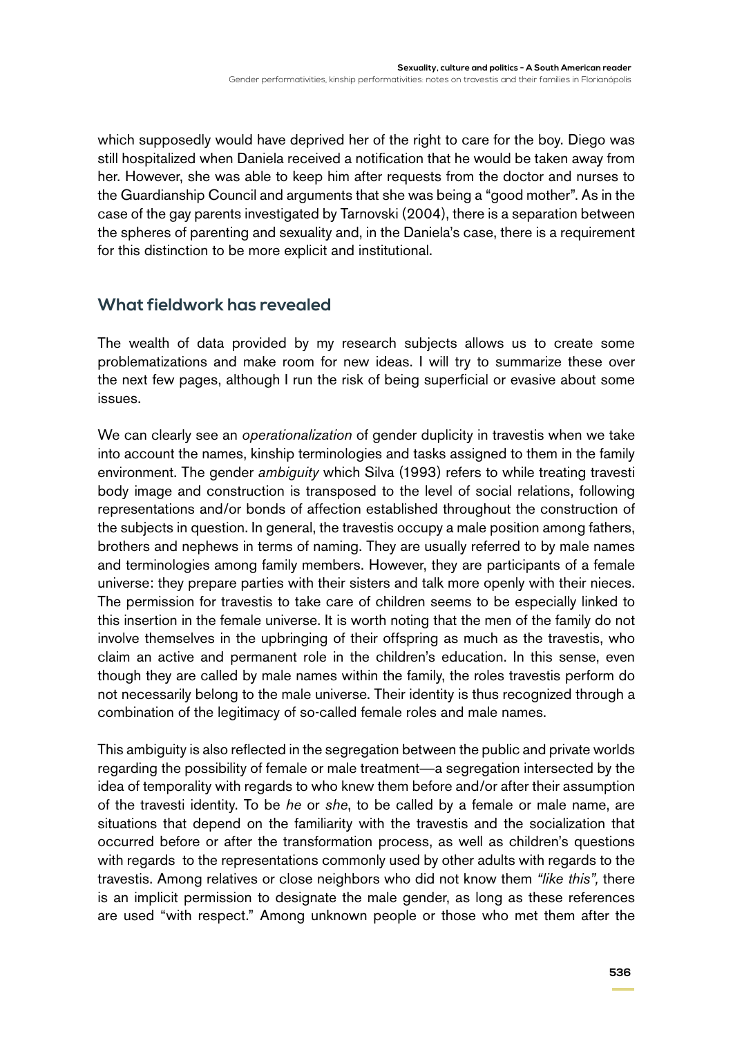which supposedly would have deprived her of the right to care for the boy. Diego was still hospitalized when Daniela received a notification that he would be taken away from her. However, she was able to keep him after requests from the doctor and nurses to the Guardianship Council and arguments that she was being a "good mother". As in the case of the gay parents investigated by Tarnovski (2004), there is a separation between the spheres of parenting and sexuality and, in the Daniela's case, there is a requirement for this distinction to be more explicit and institutional.

## What fieldwork has revealed

The wealth of data provided by my research subjects allows us to create some problematizations and make room for new ideas. I will try to summarize these over the next few pages, although I run the risk of being superficial or evasive about some issues.

We can clearly see an *operationalization* of gender duplicity in travestis when we take into account the names, kinship terminologies and tasks assigned to them in the family environment. The gender *ambiguity* which Silva (1993) refers to while treating travesti body image and construction is transposed to the level of social relations, following representations and/or bonds of affection established throughout the construction of the subjects in question. In general, the travestis occupy a male position among fathers, brothers and nephews in terms of naming. They are usually referred to by male names and terminologies among family members. However, they are participants of a female universe: they prepare parties with their sisters and talk more openly with their nieces. The permission for travestis to take care of children seems to be especially linked to this insertion in the female universe. It is worth noting that the men of the family do not involve themselves in the upbringing of their offspring as much as the travestis, who claim an active and permanent role in the children's education. In this sense, even though they are called by male names within the family, the roles travestis perform do not necessarily belong to the male universe. Their identity is thus recognized through a combination of the legitimacy of so-called female roles and male names.

This ambiguity is also reflected in the segregation between the public and private worlds regarding the possibility of female or male treatment—a segregation intersected by the idea of temporality with regards to who knew them before and/or after their assumption of the travesti identity. To be *he* or *she*, to be called by a female or male name, are situations that depend on the familiarity with the travestis and the socialization that occurred before or after the transformation process, as well as children's questions with regards to the representations commonly used by other adults with regards to the travestis. Among relatives or close neighbors who did not know them *"like this",* there is an implicit permission to designate the male gender, as long as these references are used "with respect." Among unknown people or those who met them after the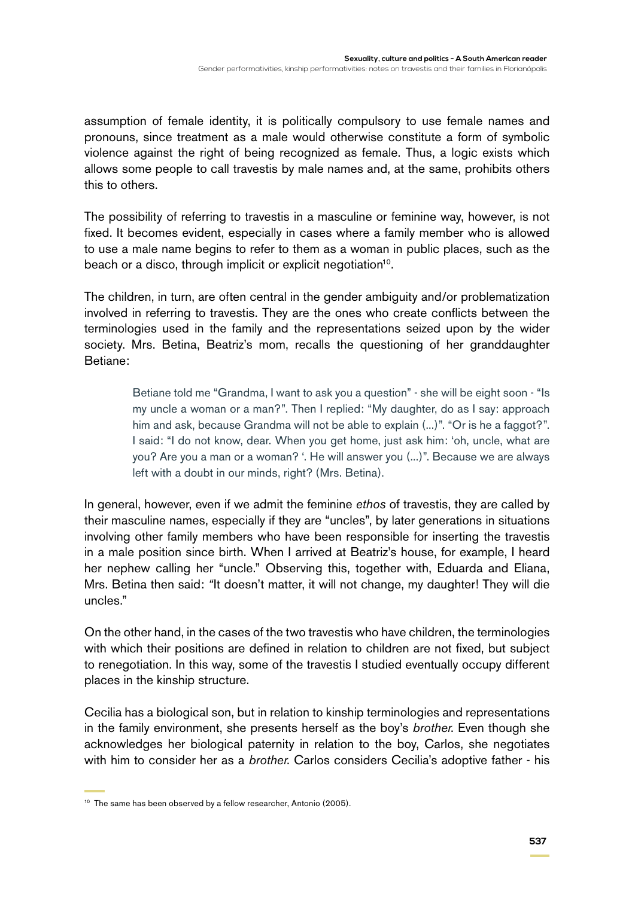assumption of female identity, it is politically compulsory to use female names and pronouns, since treatment as a male would otherwise constitute a form of symbolic violence against the right of being recognized as female. Thus, a logic exists which allows some people to call travestis by male names and, at the same, prohibits others this to others.

The possibility of referring to travestis in a masculine or feminine way, however, is not fixed. It becomes evident, especially in cases where a family member who is allowed to use a male name begins to refer to them as a woman in public places, such as the beach or a disco, through implicit or explicit negotiation[10].

The children, in turn, are often central in the gender ambiguity and/or problematization involved in referring to travestis. They are the ones who create conflicts between the terminologies used in the family and the representations seized upon by the wider society. Mrs. Betina, Beatriz's mom, recalls the questioning of her granddaughter Betiane:

> Betiane told me "Grandma, I want to ask you a question" - she will be eight soon - "Is my uncle a woman or a man?". Then I replied: "My daughter, do as I say: approach him and ask, because Grandma will not be able to explain (...)". "Or is he a faggot?". I said: "I do not know, dear. When you get home, just ask him: 'oh, uncle, what are you? Are you a man or a woman? '. He will answer you (...)". Because we are always left with a doubt in our minds, right? (Mrs. Betina).

In general, however, even if we admit the feminine *ethos* of travestis, they are called by their masculine names, especially if they are "uncles", by later generations in situations involving other family members who have been responsible for inserting the travestis in a male position since birth. When I arrived at Beatriz's house, for example, I heard her nephew calling her "uncle." Observing this, together with, Eduarda and Eliana, Mrs. Betina then said: "It doesn't matter, it will not change, my daughter! They will die uncles."

On the other hand, in the cases of the two travestis who have children, the terminologies with which their positions are defined in relation to children are not fixed, but subject to renegotiation. In this way, some of the travestis I studied eventually occupy different places in the kinship structure.

Cecilia has a biological son, but in relation to kinship terminologies and representations in the family environment, she presents herself as the boy's *brother*. Even though she acknowledges her biological paternity in relation to the boy, Carlos, she negotiates with him to consider her as a *brother*. Carlos considers Cecilia's adoptive father - his

---

[10] The same has been observed by a fellow researcher, Antonio (2005).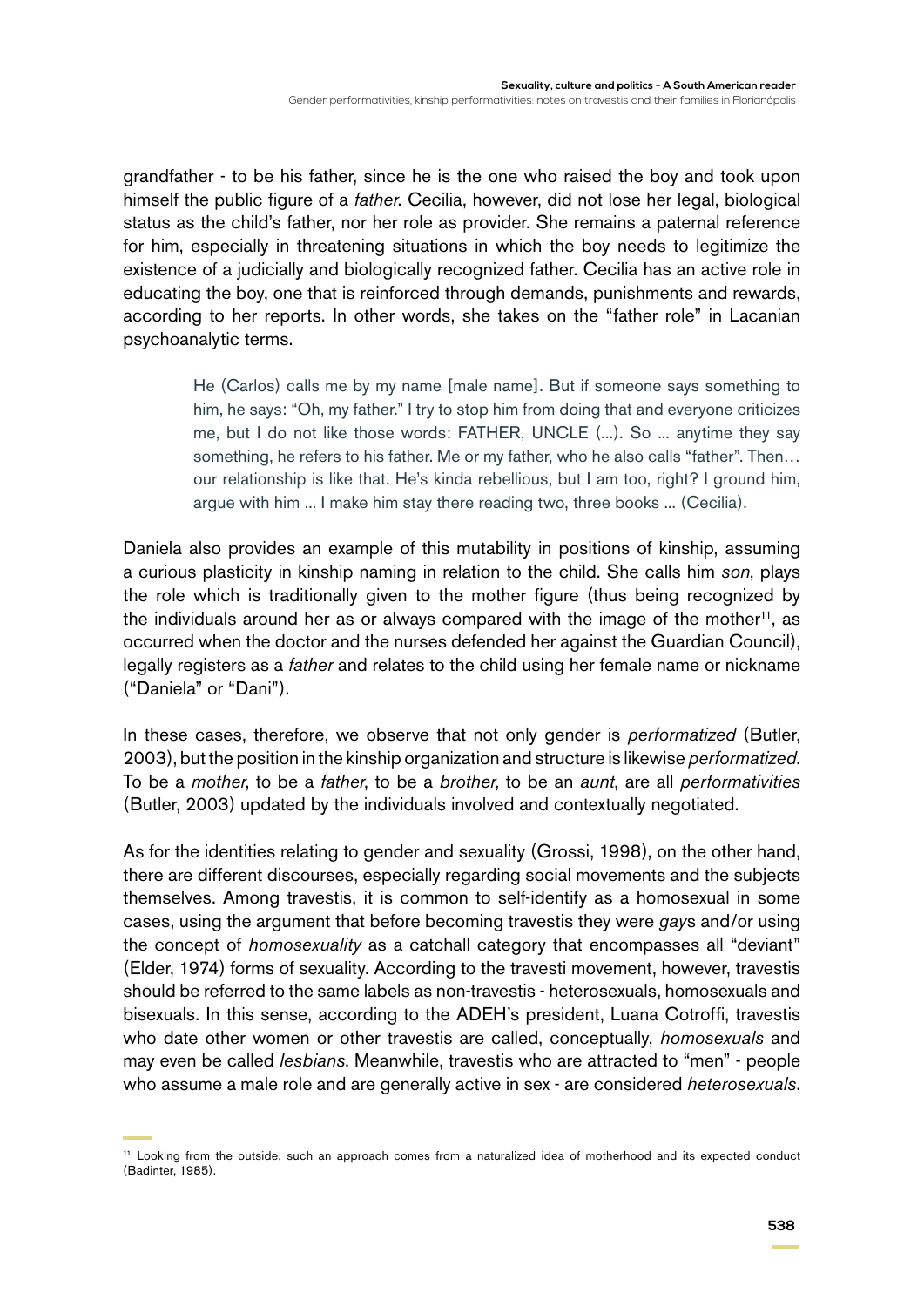grandfather - to be his father, since he is the one who raised the boy and took upon himself the public figure of a *father*. Cecilia, however, did not lose her legal, biological status as the child's father, nor her role as provider. She remains a paternal reference for him, especially in threatening situations in which the boy needs to legitimize the existence of a judicially and biologically recognized father. Cecilia has an active role in educating the boy, one that is reinforced through demands, punishments and rewards, according to her reports. In other words, she takes on the "father role" in Lacanian psychoanalytic terms.

> He (Carlos) calls me by my name [male name]. But if someone says something to him, he says: "Oh, my father." I try to stop him from doing that and everyone criticizes me, but I do not like those words: FATHER, UNCLE (...). So ... anytime they say something, he refers to his father. Me or my father, who he also calls "father". Then… our relationship is like that. He's kinda rebellious, but I am too, right? I ground him, argue with him ... I make him stay there reading two, three books ... (Cecilia).

Daniela also provides an example of this mutability in positions of kinship, assuming a curious plasticity in kinship naming in relation to the child. She calls him *son*, plays the role which is traditionally given to the mother figure (thus being recognized by the individuals around her as or always compared with the image of the mother[11], as occurred when the doctor and the nurses defended her against the Guardian Council), legally registers as a *father* and relates to the child using her female name or nickname ("Daniela" or "Dani").

In these cases, therefore, we observe that not only gender is *performatized* (Butler, 2003), but the position in the kinship organization and structure is likewise *performatized*. To be a *mother*, to be a *father*, to be a *brother*, to be an *aunt*, are all *performativities* (Butler, 2003) updated by the individuals involved and contextually negotiated.

As for the identities relating to gender and sexuality (Grossi, 1998), on the other hand, there are different discourses, especially regarding social movements and the subjects themselves. Among travestis, it is common to self-identify as a homosexual in some cases, using the argument that before becoming travestis they were *gay*s and/or using the concept of *homosexuality* as a catchall category that encompasses all "deviant" (Elder, 1974) forms of sexuality. According to the travesti movement, however, travestis should be referred to the same labels as non-travestis - heterosexuals, homosexuals and bisexuals. In this sense, according to the ADEH's president, Luana Cotroffi, travestis who date other women or other travestis are called, conceptually, *homosexuals* and may even be called *lesbians*. Meanwhile, travestis who are attracted to "men" - people who assume a male role and are generally active in sex - are considered *heterosexuals*.

---

[11] Looking from the outside, such an approach comes from a naturalized idea of motherhood and its expected conduct (Badinter, 1985).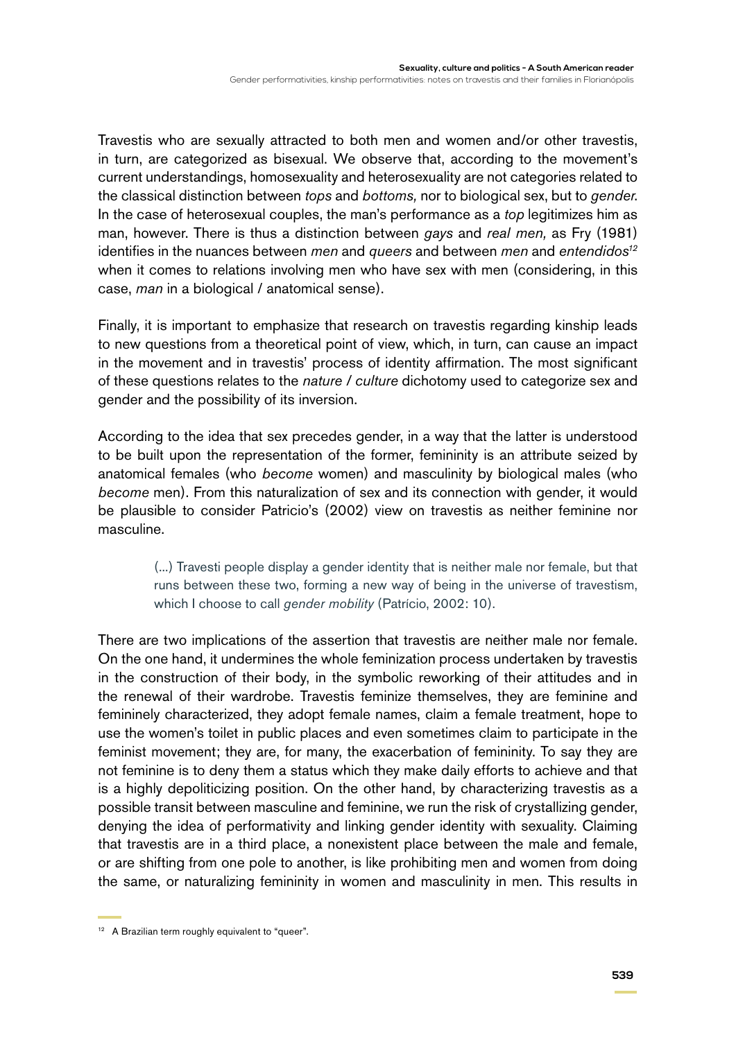Travestis who are sexually attracted to both men and women and/or other travestis, in turn, are categorized as bisexual. We observe that, according to the movement's current understandings, homosexuality and heterosexuality are not categories related to the classical distinction between *tops* and *bottoms,* nor to biological sex, but to *gender*. In the case of heterosexual couples, the man's performance as a *top* legitimizes him as man, however. There is thus a distinction between *gays* and *real men,* as Fry (1981) identifies in the nuances between *men* and *queers* and between *men* and *entendidos*[12] when it comes to relations involving men who have sex with men (considering, in this case, *man* in a biological / anatomical sense).

Finally, it is important to emphasize that research on travestis regarding kinship leads to new questions from a theoretical point of view, which, in turn, can cause an impact in the movement and in travestis' process of identity affirmation. The most significant of these questions relates to the *nature / culture* dichotomy used to categorize sex and gender and the possibility of its inversion.

According to the idea that sex precedes gender, in a way that the latter is understood to be built upon the representation of the former, femininity is an attribute seized by anatomical females (who *become* women) and masculinity by biological males (who *become* men). From this naturalization of sex and its connection with gender, it would be plausible to consider Patricio's (2002) view on travestis as neither feminine nor masculine.

> (...) Travesti people display a gender identity that is neither male nor female, but that runs between these two, forming a new way of being in the universe of travestism, which I choose to call *gender mobility* (Patrício, 2002: 10).

There are two implications of the assertion that travestis are neither male nor female. On the one hand, it undermines the whole feminization process undertaken by travestis in the construction of their body, in the symbolic reworking of their attitudes and in the renewal of their wardrobe. Travestis feminize themselves, they are feminine and femininely characterized, they adopt female names, claim a female treatment, hope to use the women's toilet in public places and even sometimes claim to participate in the feminist movement; they are, for many, the exacerbation of femininity. To say they are not feminine is to deny them a status which they make daily efforts to achieve and that is a highly depoliticizing position. On the other hand, by characterizing travestis as a possible transit between masculine and feminine, we run the risk of crystallizing gender, denying the idea of performativity and linking gender identity with sexuality. Claiming that travestis are in a third place, a nonexistent place between the male and female, or are shifting from one pole to another, is like prohibiting men and women from doing the same, or naturalizing femininity in women and masculinity in men. This results in

[12] A Brazilian term roughly equivalent to "queer".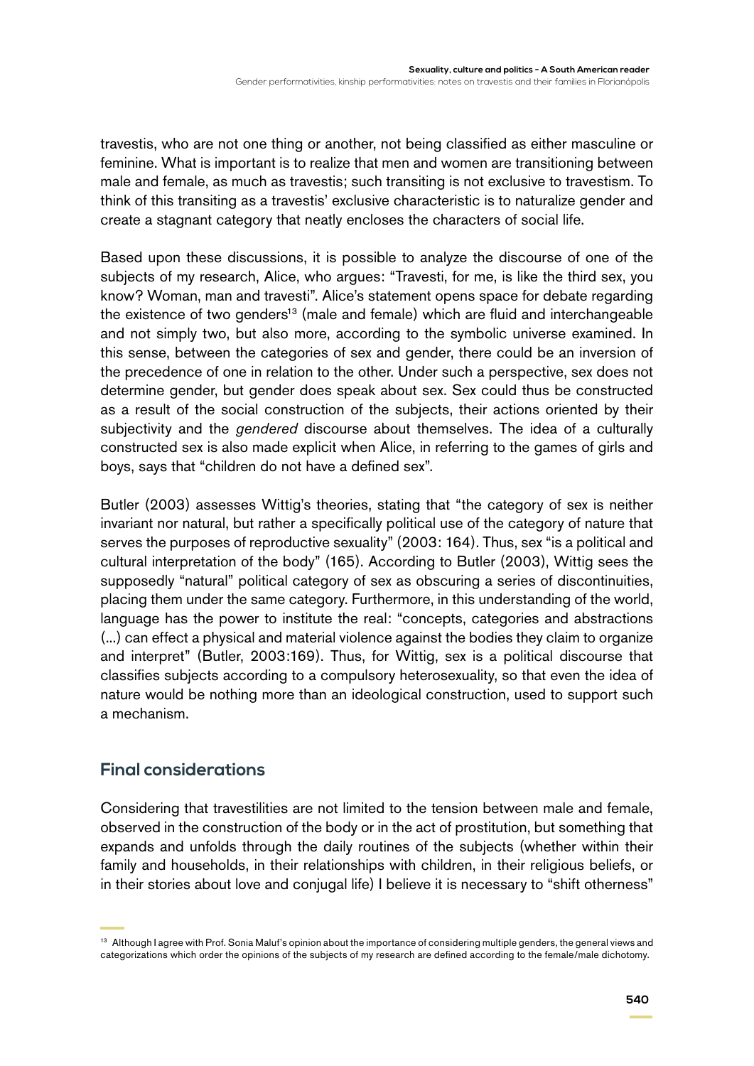travestis, who are not one thing or another, not being classified as either masculine or feminine. What is important is to realize that men and women are transitioning between male and female, as much as travestis; such transiting is not exclusive to travestism. To think of this transiting as a travestis' exclusive characteristic is to naturalize gender and create a stagnant category that neatly encloses the characters of social life.

Based upon these discussions, it is possible to analyze the discourse of one of the subjects of my research, Alice, who argues: "Travesti, for me, is like the third sex, you know? Woman, man and travesti". Alice's statement opens space for debate regarding the existence of two genders[13] (male and female) which are fluid and interchangeable and not simply two, but also more, according to the symbolic universe examined. In this sense, between the categories of sex and gender, there could be an inversion of the precedence of one in relation to the other. Under such a perspective, sex does not determine gender, but gender does speak about sex. Sex could thus be constructed as a result of the social construction of the subjects, their actions oriented by their subjectivity and the *gendered* discourse about themselves. The idea of a culturally constructed sex is also made explicit when Alice, in referring to the games of girls and boys, says that "children do not have a defined sex".

Butler (2003) assesses Wittig's theories, stating that "the category of sex is neither invariant nor natural, but rather a specifically political use of the category of nature that serves the purposes of reproductive sexuality" (2003: 164). Thus, sex "is a political and cultural interpretation of the body" (165). According to Butler (2003), Wittig sees the supposedly "natural" political category of sex as obscuring a series of discontinuities, placing them under the same category. Furthermore, in this understanding of the world, language has the power to institute the real: "concepts, categories and abstractions (...) can effect a physical and material violence against the bodies they claim to organize and interpret" (Butler, 2003:169). Thus, for Wittig, sex is a political discourse that classifies subjects according to a compulsory heterosexuality, so that even the idea of nature would be nothing more than an ideological construction, used to support such a mechanism.

## Final considerations

Considering that travestilities are not limited to the tension between male and female, observed in the construction of the body or in the act of prostitution, but something that expands and unfolds through the daily routines of the subjects (whether within their family and households, in their relationships with children, in their religious beliefs, or in their stories about love and conjugal life) I believe it is necessary to "shift otherness"

[13] Although I agree with Prof. Sonia Maluf's opinion about the importance of considering multiple genders, the general views and categorizations which order the opinions of the subjects of my research are defined according to the female/male dichotomy.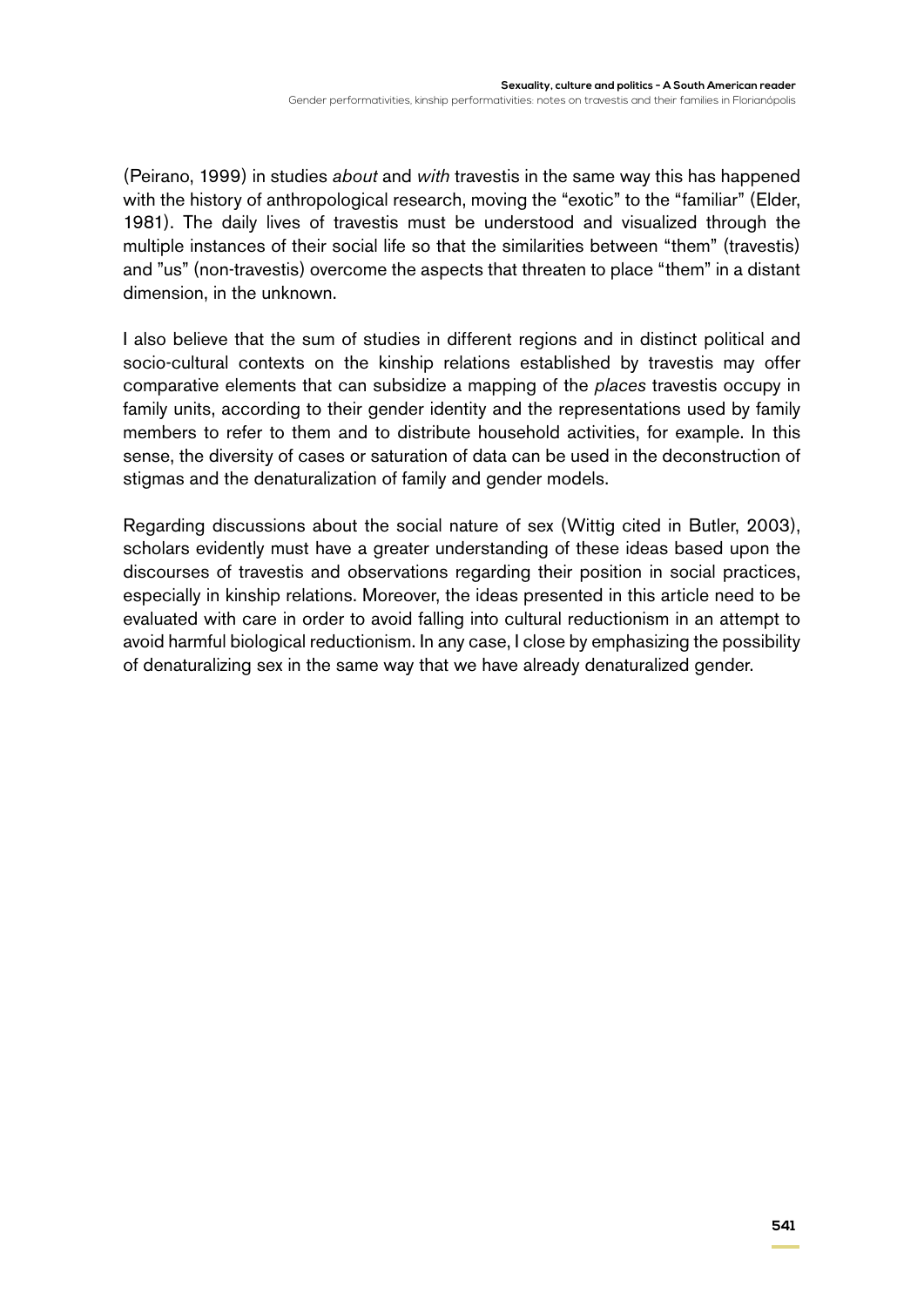(Peirano, 1999) in studies *about* and *with* travestis in the same way this has happened with the history of anthropological research, moving the “exotic” to the “familiar” (Elder, 1981). The daily lives of travestis must be understood and visualized through the multiple instances of their social life so that the similarities between “them” (travestis) and ”us” (non-travestis) overcome the aspects that threaten to place “them” in a distant dimension, in the unknown.

I also believe that the sum of studies in different regions and in distinct political and socio-cultural contexts on the kinship relations established by travestis may offer comparative elements that can subsidize a mapping of the *places* travestis occupy in family units, according to their gender identity and the representations used by family members to refer to them and to distribute household activities, for example. In this sense, the diversity of cases or saturation of data can be used in the deconstruction of stigmas and the denaturalization of family and gender models.

Regarding discussions about the social nature of sex (Wittig cited in Butler, 2003), scholars evidently must have a greater understanding of these ideas based upon the discourses of travestis and observations regarding their position in social practices, especially in kinship relations. Moreover, the ideas presented in this article need to be evaluated with care in order to avoid falling into cultural reductionism in an attempt to avoid harmful biological reductionism. In any case, I close by emphasizing the possibility of denaturalizing sex in the same way that we have already denaturalized gender.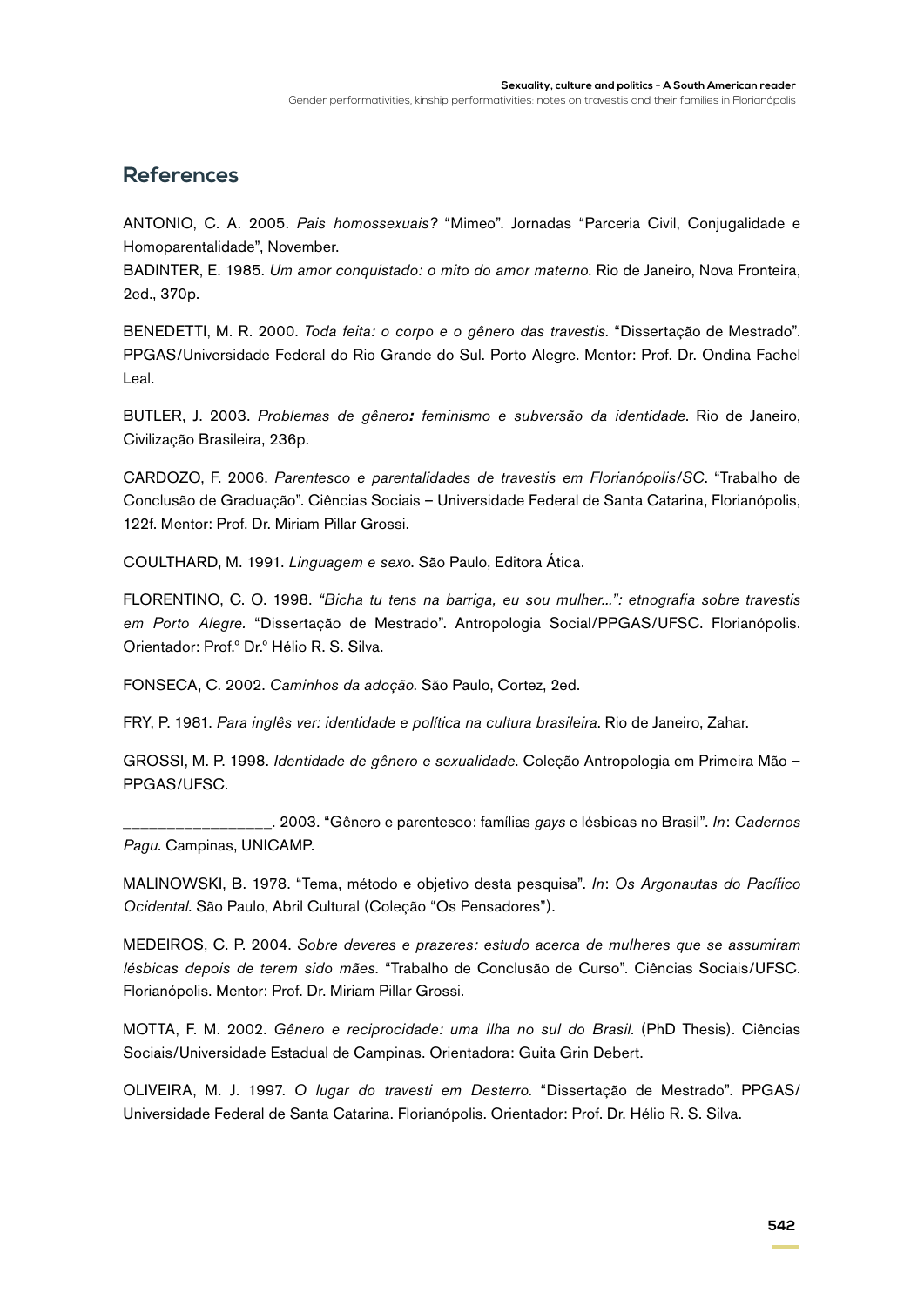## References

ANTONIO, C. A. 2005. *Pais homossexuais?* "Mimeo". Jornadas "Parceria Civil, Conjugalidade e Homoparentalidade", November.

BADINTER, E. 1985. *Um amor conquistado: o mito do amor materno*. Rio de Janeiro, Nova Fronteira, 2ed., 370p.

BENEDETTI, M. R. 2000. *Toda feita: o corpo e o gênero das travestis*. "Dissertação de Mestrado". PPGAS/Universidade Federal do Rio Grande do Sul. Porto Alegre. Mentor: Prof. Dr. Ondina Fachel Leal.

BUTLER, J. 2003. *Problemas de gênero: feminismo e subversão da identidade*. Rio de Janeiro, Civilização Brasileira, 236p.

CARDOZO, F. 2006. *Parentesco e parentalidades de travestis em Florianópolis/SC*. "Trabalho de Conclusão de Graduação". Ciências Sociais – Universidade Federal de Santa Catarina, Florianópolis, 122f. Mentor: Prof. Dr. Miriam Pillar Grossi.

COULTHARD, M. 1991. *Linguagem e sexo*. São Paulo, Editora Ática.

FLORENTINO, C. O. 1998. *"Bicha tu tens na barriga, eu sou mulher...": etnografia sobre travestis em Porto Alegre*. "Dissertação de Mestrado". Antropologia Social/PPGAS/UFSC. Florianópolis. Orientador: Prof.º Dr.º Hélio R. S. Silva.

FONSECA, C. 2002. *Caminhos da adoção*. São Paulo, Cortez, 2ed.

FRY, P. 1981. *Para inglês ver: identidade e política na cultura brasileira*. Rio de Janeiro, Zahar.

GROSSI, M. P. 1998. *Identidade de gênero e sexualidade*. Coleção Antropologia em Primeira Mão – PPGAS/UFSC.

_________________. 2003. "Gênero e parentesco: famílias *gays* e lésbicas no Brasil". *In*: *Cadernos Pagu*. Campinas, UNICAMP.

MALINOWSKI, B. 1978. "Tema, método e objetivo desta pesquisa". *In*: *Os Argonautas do Pacífico Ocidental*. São Paulo, Abril Cultural (Coleção "Os Pensadores").

MEDEIROS, C. P. 2004. *Sobre deveres e prazeres: estudo acerca de mulheres que se assumiram lésbicas depois de terem sido mães*. "Trabalho de Conclusão de Curso". Ciências Sociais/UFSC. Florianópolis. Mentor: Prof. Dr. Miriam Pillar Grossi.

MOTTA, F. M. 2002. *Gênero e reciprocidade: uma Ilha no sul do Brasil*. (PhD Thesis). Ciências Sociais/Universidade Estadual de Campinas. Orientadora: Guita Grin Debert.

OLIVEIRA, M. J. 1997. *O lugar do travesti em Desterro*. "Dissertação de Mestrado". PPGAS/ Universidade Federal de Santa Catarina. Florianópolis. Orientador: Prof. Dr. Hélio R. S. Silva.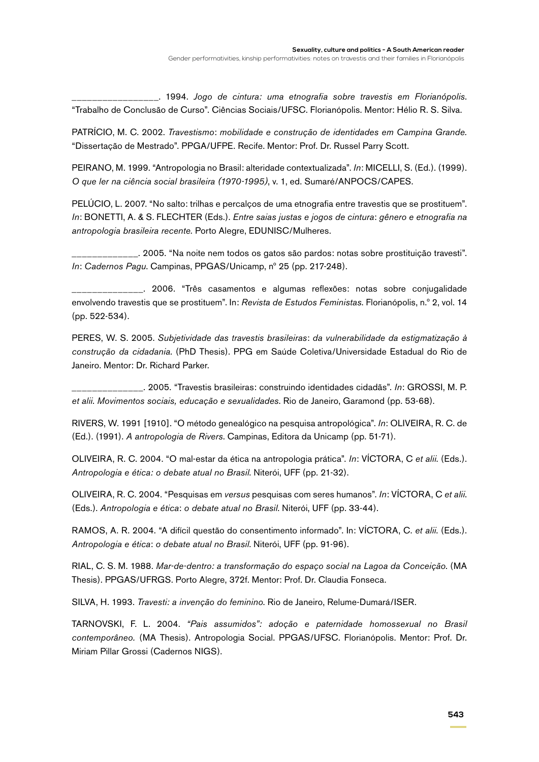_________________. 1994. *Jogo de cintura: uma etnografia sobre travestis em Florianópolis*. "Trabalho de Conclusão de Curso". Ciências Sociais/UFSC. Florianópolis. Mentor: Hélio R. S. Silva.

PATRÍCIO, M. C. 2002. *Travestismo*: *mobilidade e construção de identidades em Campina Grande.* "Dissertação de Mestrado". PPGA/UFPE. Recife. Mentor: Prof. Dr. Russel Parry Scott.

PEIRANO, M. 1999. "Antropologia no Brasil: alteridade contextualizada". *In*: MICELLI, S. (Ed.). (1999). *O que ler na ciência social brasileira (1970-1995)*, v. 1, ed. Sumaré/ANPOCS/CAPES.

PELÚCIO, L. 2007. "No salto: trilhas e percalços de uma etnografia entre travestis que se prostituem". *In*: BONETTI, A. & S. FLECHTER (Eds.). *Entre saias justas e jogos de cintura*: *gênero e etnografia na antropologia brasileira recente.* Porto Alegre, EDUNISC/Mulheres.

_____________. 2005. "Na noite nem todos os gatos são pardos: notas sobre prostituição travesti". *In*: *Cadernos Pagu*. Campinas, PPGAS/Unicamp, nº 25 (pp. 217-248).

______________. 2006. "Três casamentos e algumas reflexões: notas sobre conjugalidade envolvendo travestis que se prostituem". In: *Revista de Estudos Feministas*. Florianópolis, n.º 2, vol. 14 (pp. 522-534).

PERES, W. S. 2005. *Subjetividade das travestis brasileiras*: *da vulnerabilidade da estigmatização à construção da cidadania.* (PhD Thesis). PPG em Saúde Coletiva/Universidade Estadual do Rio de Janeiro. Mentor: Dr. Richard Parker.

______________. 2005. "Travestis brasileiras: construindo identidades cidadãs". *In*: GROSSI, M. P. *et alii*. *Movimentos sociais, educação e sexualidades*. Rio de Janeiro, Garamond (pp. 53-68).

RIVERS, W. 1991 [1910]. "O método genealógico na pesquisa antropológica". *In*: OLIVEIRA, R. C. de (Ed.). (1991). *A antropologia de Rivers*. Campinas, Editora da Unicamp (pp. 51-71).

OLIVEIRA, R. C. 2004. "O mal-estar da ética na antropologia prática". *In*: VÍCTORA, C *et alii.* (Eds.). *Antropologia e ética: o debate atual no Brasil.* Niterói, UFF (pp. 21-32).

OLIVEIRA, R. C. 2004. "Pesquisas em *versus* pesquisas com seres humanos". *In*: VÍCTORA, C *et alii.* (Eds.). *Antropologia e ética*: *o debate atual no Brasil.* Niterói, UFF (pp. 33-44).

RAMOS, A. R. 2004. "A difícil questão do consentimento informado". In: VÍCTORA, C. *et alii.* (Eds.). *Antropologia e ética*: *o debate atual no Brasil.* Niterói, UFF (pp. 91-96).

RIAL, C. S. M. 1988. *Mar-de-dentro: a transformação do espaço social na Lagoa da Conceição.* (MA Thesis). PPGAS/UFRGS. Porto Alegre, 372f. Mentor: Prof. Dr. Claudia Fonseca.

SILVA, H. 1993. *Travesti: a invenção do feminino*. Rio de Janeiro, Relume-Dumará/ISER.

TARNOVSKI, F. L. 2004. *"Pais assumidos": adoção e paternidade homossexual no Brasil contemporâneo.* (MA Thesis). Antropologia Social. PPGAS/UFSC. Florianópolis. Mentor: Prof. Dr. Miriam Pillar Grossi (Cadernos NIGS).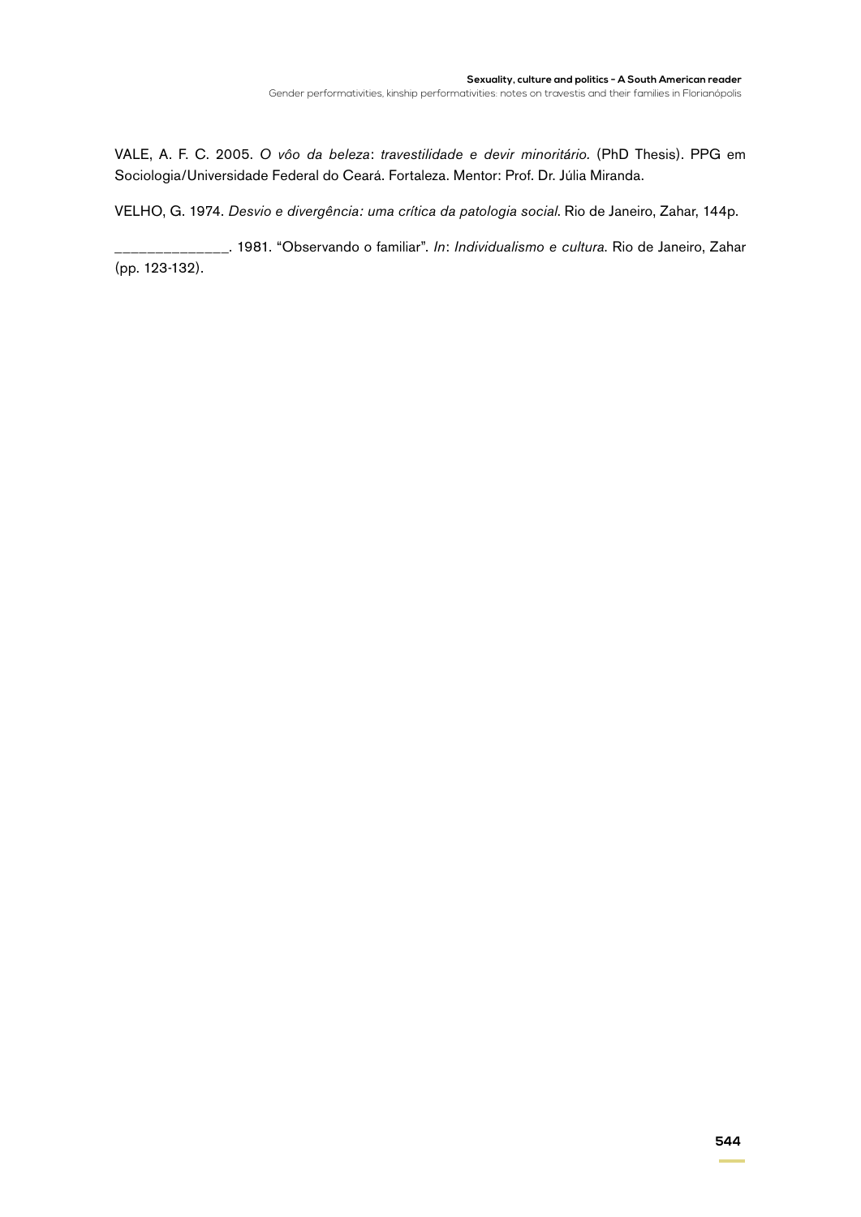VALE, A. F. C. 2005. *O vôo da beleza*: *travestilidade e devir minoritário*. (PhD Thesis). PPG em Sociologia/Universidade Federal do Ceará. Fortaleza. Mentor: Prof. Dr. Júlia Miranda.

VELHO, G. 1974. *Desvio e divergência: uma crítica da patologia social*. Rio de Janeiro, Zahar, 144p.

______________. 1981. "Observando o familiar". *In*: *Individualismo e cultura*. Rio de Janeiro, Zahar (pp. 123-132).